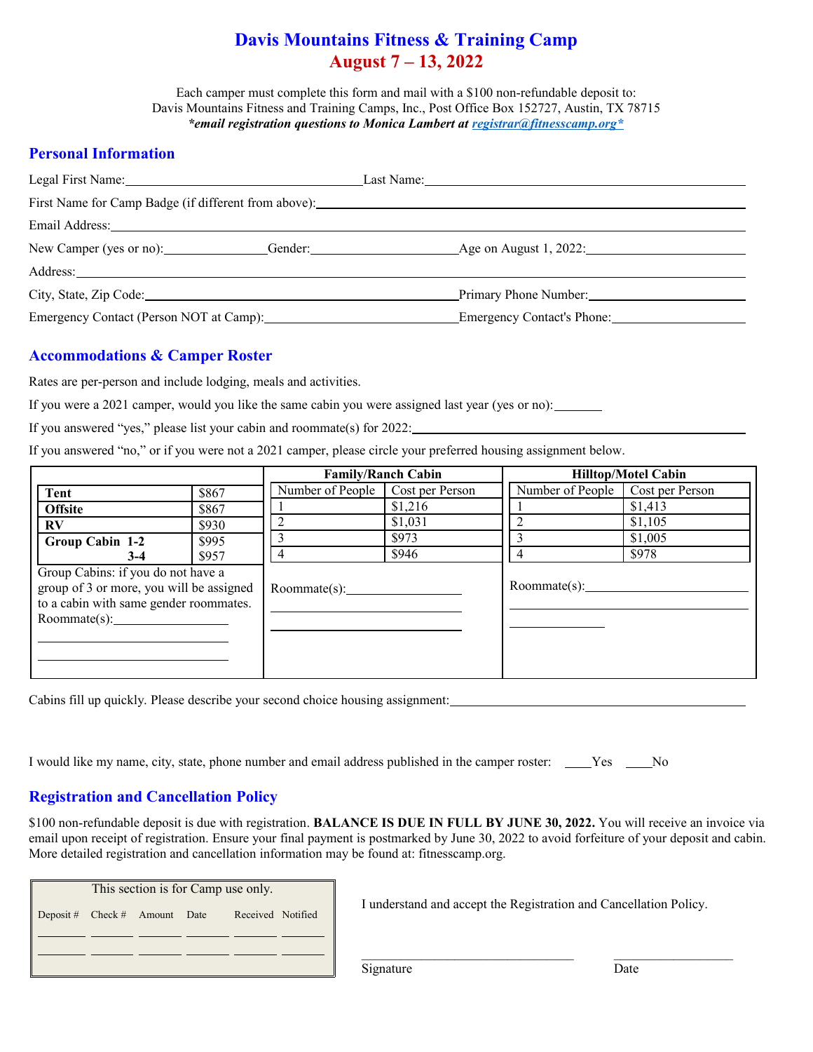# Davis Mountains Fitness & Training Camp
## August 7 – 13, 2022

Each camper must complete this form and mail with a $100 non-refundable deposit to:
Davis Mountains Fitness and Training Camps, Inc., Post Office Box 152727, Austin, TX 78715
***email registration questions to Monica Lambert at registrar@fitnesscamp.org***

## Personal Information

Legal First Name:______________________ Last Name:______________________

First Name for Camp Badge (if different from above):______________________

Email Address:______________________

New Camper (yes or no):__________ Gender:__________ Age on August 1, 2022:__________

Address:______________________

City, State, Zip Code:______________________ Primary Phone Number:______________________

Emergency Contact (Person NOT at Camp):______________________ Emergency Contact's Phone:______________________

## Accommodations & Camper Roster

Rates are per-person and include lodging, meals and activities.

If you were a 2021 camper, would you like the same cabin you were assigned last year (yes or no):_______

If you answered "yes," please list your cabin and roommate(s) for 2022:______________________

If you answered "no," or if you were not a 2021 camper, please circle your preferred housing assignment below.

| **Tent** | $867 |
|---|---|
| **Offsite** | $867 |
| **RV** | $930 |
| **Group Cabin 1-2** | $995 |
| **3-4** | $957 |

Group Cabins: if you do not have a group of 3 or more, you will be assigned to a cabin with same gender roommates.
Roommate(s):______________________

**Family/Ranch Cabin**

| Number of People | Cost per Person |
|---|---|
| 1 | $1,216 |
| 2 | $1,031 |
| 3 | $973 |
| 4 | $946 |

Roommate(s):______________________

**Hilltop/Motel Cabin**

| Number of People | Cost per Person |
|---|---|
| 1 | $1,413 |
| 2 | $1,105 |
| 3 | $1,005 |
| 4 | $978 |

Roommate(s):______________________

Cabins fill up quickly. Please describe your second choice housing assignment:______________________

I would like my name, city, state, phone number and email address published in the camper roster: ____Yes ____No

## Registration and Cancellation Policy

$100 non-refundable deposit is due with registration. **BALANCE IS DUE IN FULL BY JUNE 30, 2022.** You will receive an invoice via email upon receipt of registration. Ensure your final payment is postmarked by June 30, 2022 to avoid forfeiture of your deposit and cabin. More detailed registration and cancellation information may be found at: fitnesscamp.org.

This section is for Camp use only.

| Deposit # | Check # | Amount | Date | Received | Notified |
|---|---|---|---|---|---|
| | | | | | |
| | | | | | |

I understand and accept the Registration and Cancellation Policy.

______________________ ______________
Signature Date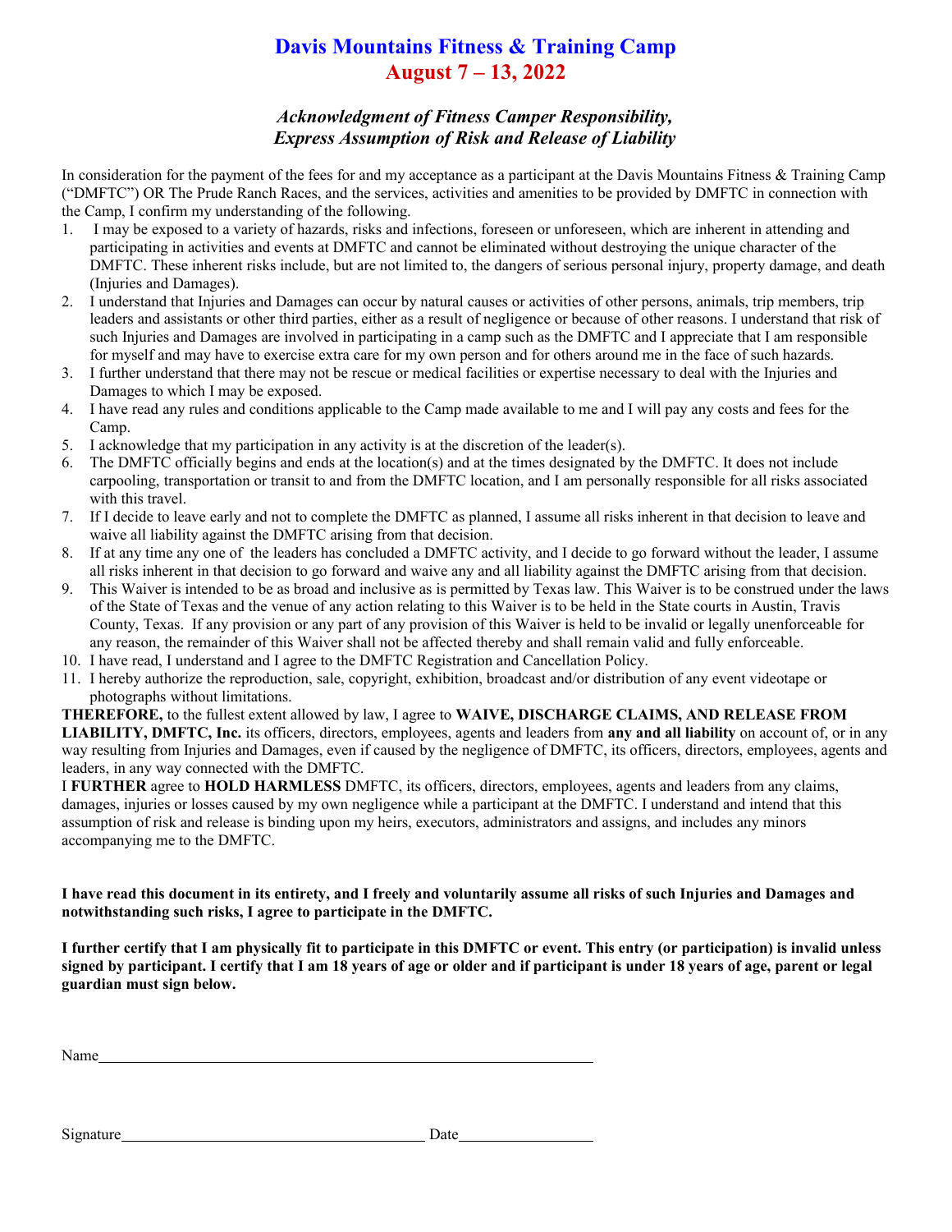# Davis Mountains Fitness & Training Camp
## August 7 – 13, 2022

### *Acknowledgment of Fitness Camper Responsibility, Express Assumption of Risk and Release of Liability*

In consideration for the payment of the fees for and my acceptance as a participant at the Davis Mountains Fitness & Training Camp ("DMFTC") OR The Prude Ranch Races, and the services, activities and amenities to be provided by DMFTC in connection with the Camp, I confirm my understanding of the following.

1. I may be exposed to a variety of hazards, risks and infections, foreseen or unforeseen, which are inherent in attending and participating in activities and events at DMFTC and cannot be eliminated without destroying the unique character of the DMFTC. These inherent risks include, but are not limited to, the dangers of serious personal injury, property damage, and death (Injuries and Damages).
2. I understand that Injuries and Damages can occur by natural causes or activities of other persons, animals, trip members, trip leaders and assistants or other third parties, either as a result of negligence or because of other reasons. I understand that risk of such Injuries and Damages are involved in participating in a camp such as the DMFTC and I appreciate that I am responsible for myself and may have to exercise extra care for my own person and for others around me in the face of such hazards.
3. I further understand that there may not be rescue or medical facilities or expertise necessary to deal with the Injuries and Damages to which I may be exposed.
4. I have read any rules and conditions applicable to the Camp made available to me and I will pay any costs and fees for the Camp.
5. I acknowledge that my participation in any activity is at the discretion of the leader(s).
6. The DMFTC officially begins and ends at the location(s) and at the times designated by the DMFTC. It does not include carpooling, transportation or transit to and from the DMFTC location, and I am personally responsible for all risks associated with this travel.
7. If I decide to leave early and not to complete the DMFTC as planned, I assume all risks inherent in that decision to leave and waive all liability against the DMFTC arising from that decision.
8. If at any time any one of the leaders has concluded a DMFTC activity, and I decide to go forward without the leader, I assume all risks inherent in that decision to go forward and waive any and all liability against the DMFTC arising from that decision.
9. This Waiver is intended to be as broad and inclusive as is permitted by Texas law. This Waiver is to be construed under the laws of the State of Texas and the venue of any action relating to this Waiver is to be held in the State courts in Austin, Travis County, Texas. If any provision or any part of any provision of this Waiver is held to be invalid or legally unenforceable for any reason, the remainder of this Waiver shall not be affected thereby and shall remain valid and fully enforceable.
10. I have read, I understand and I agree to the DMFTC Registration and Cancellation Policy.
11. I hereby authorize the reproduction, sale, copyright, exhibition, broadcast and/or distribution of any event videotape or photographs without limitations.

**THEREFORE,** to the fullest extent allowed by law, I agree to **WAIVE, DISCHARGE CLAIMS, AND RELEASE FROM LIABILITY, DMFTC, Inc.** its officers, directors, employees, agents and leaders from **any and all liability** on account of, or in any way resulting from Injuries and Damages, even if caused by the negligence of DMFTC, its officers, directors, employees, agents and leaders, in any way connected with the DMFTC.

I **FURTHER** agree to **HOLD HARMLESS** DMFTC, its officers, directors, employees, agents and leaders from any claims, damages, injuries or losses caused by my own negligence while a participant at the DMFTC. I understand and intend that this assumption of risk and release is binding upon my heirs, executors, administrators and assigns, and includes any minors accompanying me to the DMFTC.

**I have read this document in its entirety, and I freely and voluntarily assume all risks of such Injuries and Damages and notwithstanding such risks, I agree to participate in the DMFTC.**

**I further certify that I am physically fit to participate in this DMFTC or event. This entry (or participation) is invalid unless signed by participant. I certify that I am 18 years of age or older and if participant is under 18 years of age, parent or legal guardian must sign below.**

Name_______________________________________________

Signature______________________________ Date_____________